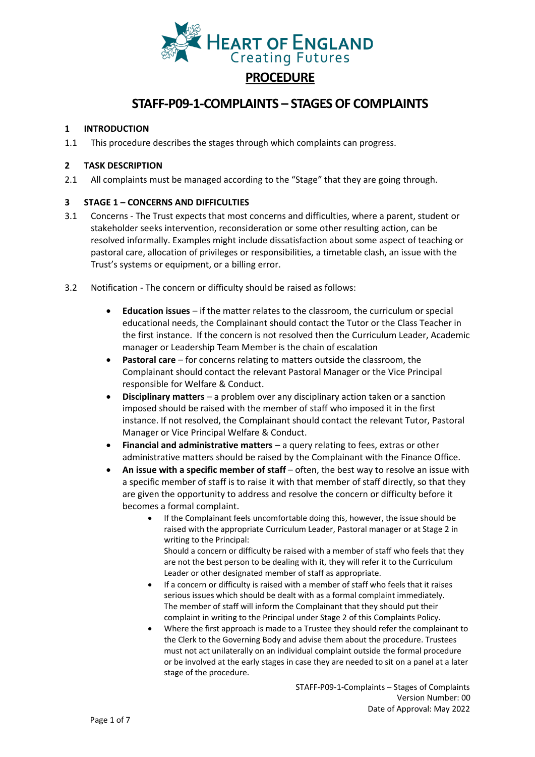# PROCEDURE

## STAFF-P09-1-COMPLAINTS – STAGES OF COMPLAINTS

### 1 INTRODUCTION

1.1 This procedure describes the stages through which complaints can progress.

### 2 TASK DESCRIPTION

2.1 All complaints must be managed according to the "Stage" that they are going through.

### 3 STAGE 1 – CONCERNS AND DIFFICULTIES

3.1 Concerns - The Trust expects that most concerns and difficulties, where a parent, student or stakeholder seeks intervention, reconsideration or some other resulting action, can be resolved informally. Examples might include dissatisfaction about some aspect of teaching or pastoral care, allocation of privileges or responsibilities, a timetable clash, an issue with the Trust's systems or equipment, or a billing error.

3.2 Notification - The concern or difficulty should be raised as follows:

- **Education issues** – if the matter relates to the classroom, the curriculum or special educational needs, the Complainant should contact the Tutor or the Class Teacher in the first instance. If the concern is not resolved then the Curriculum Leader, Academic manager or Leadership Team Member is the chain of escalation
- **Pastoral care** – for concerns relating to matters outside the classroom, the Complainant should contact the relevant Pastoral Manager or the Vice Principal responsible for Welfare & Conduct.
- **Disciplinary matters** – a problem over any disciplinary action taken or a sanction imposed should be raised with the member of staff who imposed it in the first instance. If not resolved, the Complainant should contact the relevant Tutor, Pastoral Manager or Vice Principal Welfare & Conduct.
- **Financial and administrative matters** – a query relating to fees, extras or other administrative matters should be raised by the Complainant with the Finance Office.
- **An issue with a specific member of staff** – often, the best way to resolve an issue with a specific member of staff is to raise it with that member of staff directly, so that they are given the opportunity to address and resolve the concern or difficulty before it becomes a formal complaint.
  - If the Complainant feels uncomfortable doing this, however, the issue should be raised with the appropriate Curriculum Leader, Pastoral manager or at Stage 2 in writing to the Principal:
    Should a concern or difficulty be raised with a member of staff who feels that they are not the best person to be dealing with it, they will refer it to the Curriculum Leader or other designated member of staff as appropriate.
  - If a concern or difficulty is raised with a member of staff who feels that it raises serious issues which should be dealt with as a formal complaint immediately. The member of staff will inform the Complainant that they should put their complaint in writing to the Principal under Stage 2 of this Complaints Policy.
  - Where the first approach is made to a Trustee they should refer the complainant to the Clerk to the Governing Body and advise them about the procedure. Trustees must not act unilaterally on an individual complaint outside the formal procedure or be involved at the early stages in case they are needed to sit on a panel at a later stage of the procedure.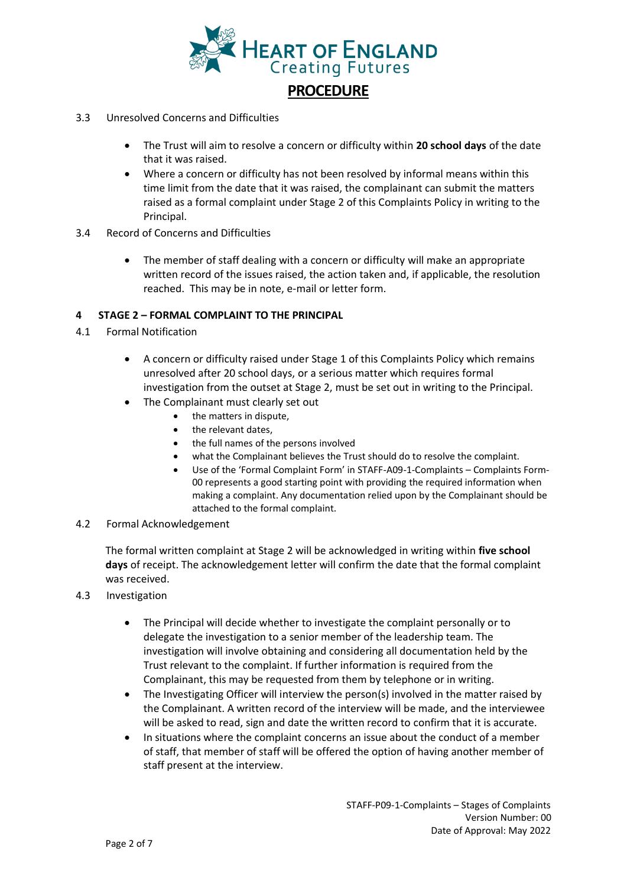3.3 Unresolved Concerns and Difficulties

- The Trust will aim to resolve a concern or difficulty within **20 school days** of the date that it was raised.
- Where a concern or difficulty has not been resolved by informal means within this time limit from the date that it was raised, the complainant can submit the matters raised as a formal complaint under Stage 2 of this Complaints Policy in writing to the Principal.

3.4 Record of Concerns and Difficulties

- The member of staff dealing with a concern or difficulty will make an appropriate written record of the issues raised, the action taken and, if applicable, the resolution reached. This may be in note, e-mail or letter form.

## 4 STAGE 2 – FORMAL COMPLAINT TO THE PRINCIPAL

4.1 Formal Notification

- A concern or difficulty raised under Stage 1 of this Complaints Policy which remains unresolved after 20 school days, or a serious matter which requires formal investigation from the outset at Stage 2, must be set out in writing to the Principal.
- The Complainant must clearly set out
    - the matters in dispute,
    - the relevant dates,
    - the full names of the persons involved
    - what the Complainant believes the Trust should do to resolve the complaint.
    - Use of the 'Formal Complaint Form' in STAFF-A09-1-Complaints – Complaints Form-00 represents a good starting point with providing the required information when making a complaint. Any documentation relied upon by the Complainant should be attached to the formal complaint.

4.2 Formal Acknowledgement

The formal written complaint at Stage 2 will be acknowledged in writing within **five school days** of receipt. The acknowledgement letter will confirm the date that the formal complaint was received.

4.3 Investigation

- The Principal will decide whether to investigate the complaint personally or to delegate the investigation to a senior member of the leadership team. The investigation will involve obtaining and considering all documentation held by the Trust relevant to the complaint. If further information is required from the Complainant, this may be requested from them by telephone or in writing.
- The Investigating Officer will interview the person(s) involved in the matter raised by the Complainant. A written record of the interview will be made, and the interviewee will be asked to read, sign and date the written record to confirm that it is accurate.
- In situations where the complaint concerns an issue about the conduct of a member of staff, that member of staff will be offered the option of having another member of staff present at the interview.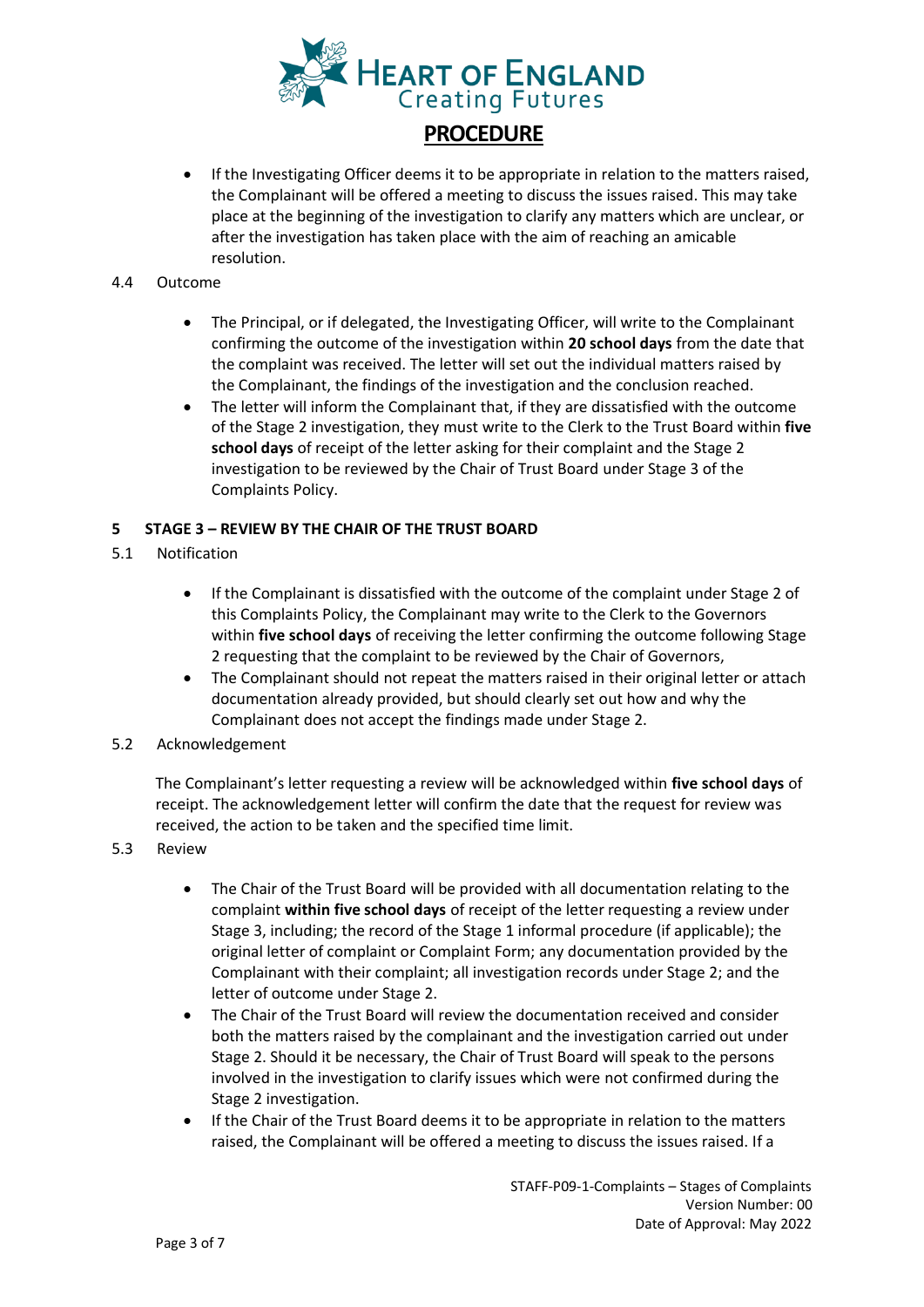- If the Investigating Officer deems it to be appropriate in relation to the matters raised, the Complainant will be offered a meeting to discuss the issues raised. This may take place at the beginning of the investigation to clarify any matters which are unclear, or after the investigation has taken place with the aim of reaching an amicable resolution.

4.4 Outcome

- The Principal, or if delegated, the Investigating Officer, will write to the Complainant confirming the outcome of the investigation within **20 school days** from the date that the complaint was received. The letter will set out the individual matters raised by the Complainant, the findings of the investigation and the conclusion reached.
- The letter will inform the Complainant that, if they are dissatisfied with the outcome of the Stage 2 investigation, they must write to the Clerk to the Trust Board within **five school days** of receipt of the letter asking for their complaint and the Stage 2 investigation to be reviewed by the Chair of Trust Board under Stage 3 of the Complaints Policy.

## 5 STAGE 3 – REVIEW BY THE CHAIR OF THE TRUST BOARD

5.1 Notification

- If the Complainant is dissatisfied with the outcome of the complaint under Stage 2 of this Complaints Policy, the Complainant may write to the Clerk to the Governors within **five school days** of receiving the letter confirming the outcome following Stage 2 requesting that the complaint to be reviewed by the Chair of Governors,
- The Complainant should not repeat the matters raised in their original letter or attach documentation already provided, but should clearly set out how and why the Complainant does not accept the findings made under Stage 2.

5.2 Acknowledgement

The Complainant's letter requesting a review will be acknowledged within **five school days** of receipt. The acknowledgement letter will confirm the date that the request for review was received, the action to be taken and the specified time limit.

5.3 Review

- The Chair of the Trust Board will be provided with all documentation relating to the complaint **within five school days** of receipt of the letter requesting a review under Stage 3, including; the record of the Stage 1 informal procedure (if applicable); the original letter of complaint or Complaint Form; any documentation provided by the Complainant with their complaint; all investigation records under Stage 2; and the letter of outcome under Stage 2.
- The Chair of the Trust Board will review the documentation received and consider both the matters raised by the complainant and the investigation carried out under Stage 2. Should it be necessary, the Chair of Trust Board will speak to the persons involved in the investigation to clarify issues which were not confirmed during the Stage 2 investigation.
- If the Chair of the Trust Board deems it to be appropriate in relation to the matters raised, the Complainant will be offered a meeting to discuss the issues raised. If a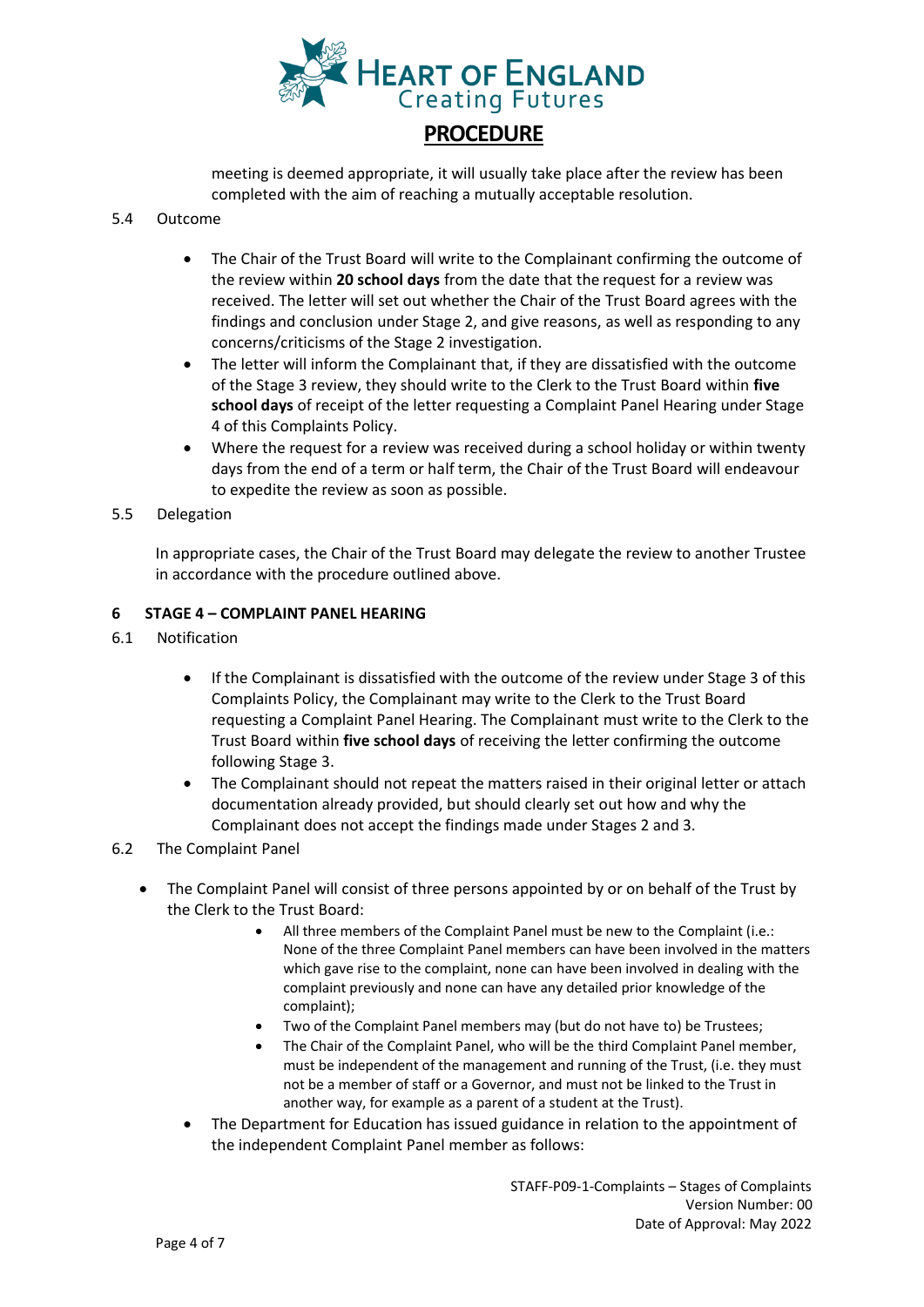meeting is deemed appropriate, it will usually take place after the review has been completed with the aim of reaching a mutually acceptable resolution.

5.4 Outcome

- The Chair of the Trust Board will write to the Complainant confirming the outcome of the review within **20 school days** from the date that the request for a review was received. The letter will set out whether the Chair of the Trust Board agrees with the findings and conclusion under Stage 2, and give reasons, as well as responding to any concerns/criticisms of the Stage 2 investigation.
- The letter will inform the Complainant that, if they are dissatisfied with the outcome of the Stage 3 review, they should write to the Clerk to the Trust Board within **five school days** of receipt of the letter requesting a Complaint Panel Hearing under Stage 4 of this Complaints Policy.
- Where the request for a review was received during a school holiday or within twenty days from the end of a term or half term, the Chair of the Trust Board will endeavour to expedite the review as soon as possible.

5.5 Delegation

In appropriate cases, the Chair of the Trust Board may delegate the review to another Trustee in accordance with the procedure outlined above.

## 6 STAGE 4 – COMPLAINT PANEL HEARING

6.1 Notification

- If the Complainant is dissatisfied with the outcome of the review under Stage 3 of this Complaints Policy, the Complainant may write to the Clerk to the Trust Board requesting a Complaint Panel Hearing. The Complainant must write to the Clerk to the Trust Board within **five school days** of receiving the letter confirming the outcome following Stage 3.
- The Complainant should not repeat the matters raised in their original letter or attach documentation already provided, but should clearly set out how and why the Complainant does not accept the findings made under Stages 2 and 3.

6.2 The Complaint Panel

- The Complaint Panel will consist of three persons appointed by or on behalf of the Trust by the Clerk to the Trust Board:
  - All three members of the Complaint Panel must be new to the Complaint (i.e.: None of the three Complaint Panel members can have been involved in the matters which gave rise to the complaint, none can have been involved in dealing with the complaint previously and none can have any detailed prior knowledge of the complaint);
  - Two of the Complaint Panel members may (but do not have to) be Trustees;
  - The Chair of the Complaint Panel, who will be the third Complaint Panel member, must be independent of the management and running of the Trust, (i.e. they must not be a member of staff or a Governor, and must not be linked to the Trust in another way, for example as a parent of a student at the Trust).
- The Department for Education has issued guidance in relation to the appointment of the independent Complaint Panel member as follows: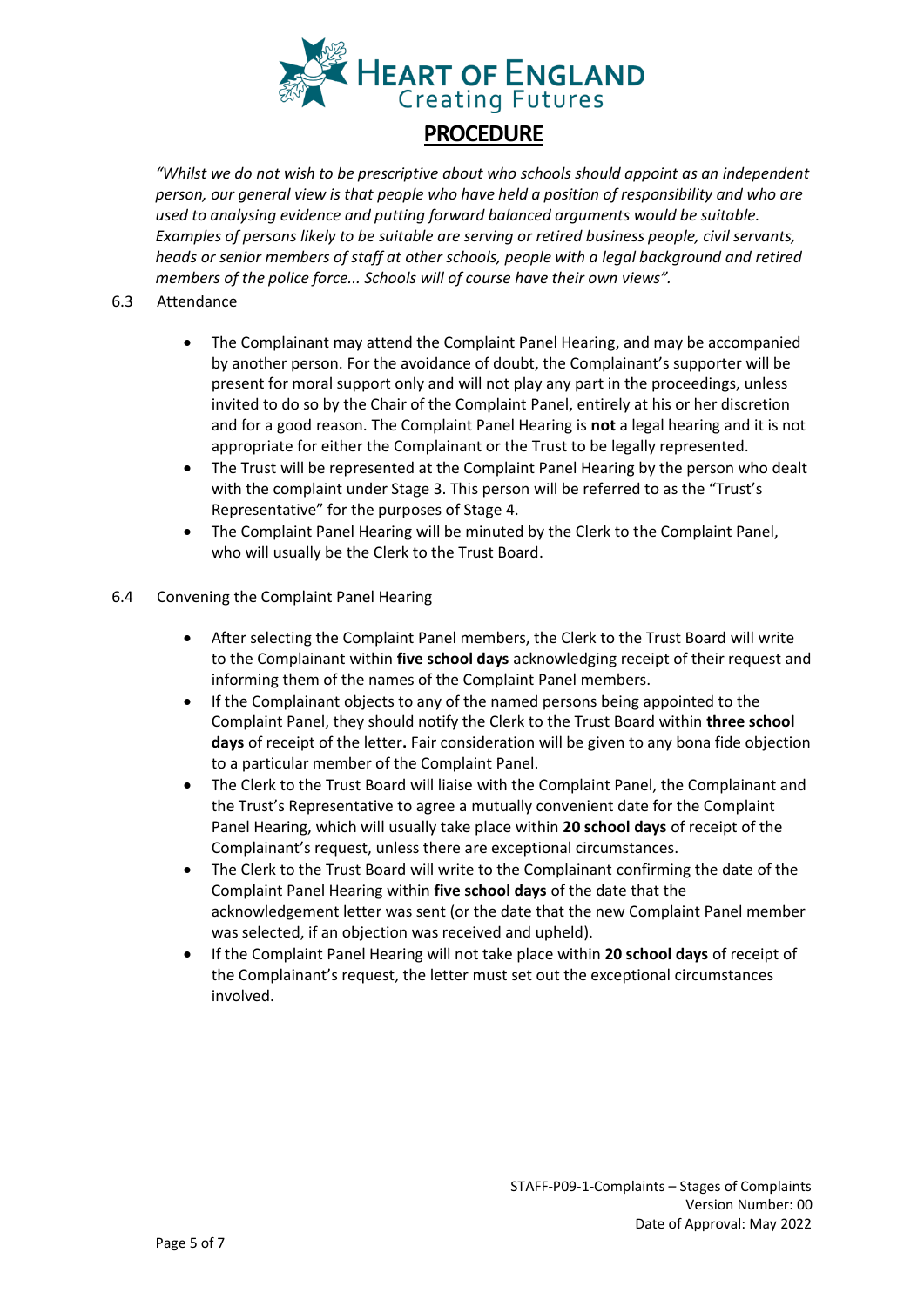*"Whilst we do not wish to be prescriptive about who schools should appoint as an independent person, our general view is that people who have held a position of responsibility and who are used to analysing evidence and putting forward balanced arguments would be suitable. Examples of persons likely to be suitable are serving or retired business people, civil servants, heads or senior members of staff at other schools, people with a legal background and retired members of the police force... Schools will of course have their own views".*

6.3 Attendance

- The Complainant may attend the Complaint Panel Hearing, and may be accompanied by another person. For the avoidance of doubt, the Complainant's supporter will be present for moral support only and will not play any part in the proceedings, unless invited to do so by the Chair of the Complaint Panel, entirely at his or her discretion and for a good reason. The Complaint Panel Hearing is **not** a legal hearing and it is not appropriate for either the Complainant or the Trust to be legally represented.
- The Trust will be represented at the Complaint Panel Hearing by the person who dealt with the complaint under Stage 3. This person will be referred to as the "Trust's Representative" for the purposes of Stage 4.
- The Complaint Panel Hearing will be minuted by the Clerk to the Complaint Panel, who will usually be the Clerk to the Trust Board.

6.4 Convening the Complaint Panel Hearing

- After selecting the Complaint Panel members, the Clerk to the Trust Board will write to the Complainant within **five school days** acknowledging receipt of their request and informing them of the names of the Complaint Panel members.
- If the Complainant objects to any of the named persons being appointed to the Complaint Panel, they should notify the Clerk to the Trust Board within **three school days** of receipt of the letter**.** Fair consideration will be given to any bona fide objection to a particular member of the Complaint Panel.
- The Clerk to the Trust Board will liaise with the Complaint Panel, the Complainant and the Trust's Representative to agree a mutually convenient date for the Complaint Panel Hearing, which will usually take place within **20 school days** of receipt of the Complainant's request, unless there are exceptional circumstances.
- The Clerk to the Trust Board will write to the Complainant confirming the date of the Complaint Panel Hearing within **five school days** of the date that the acknowledgement letter was sent (or the date that the new Complaint Panel member was selected, if an objection was received and upheld).
- If the Complaint Panel Hearing will not take place within **20 school days** of receipt of the Complainant's request, the letter must set out the exceptional circumstances involved.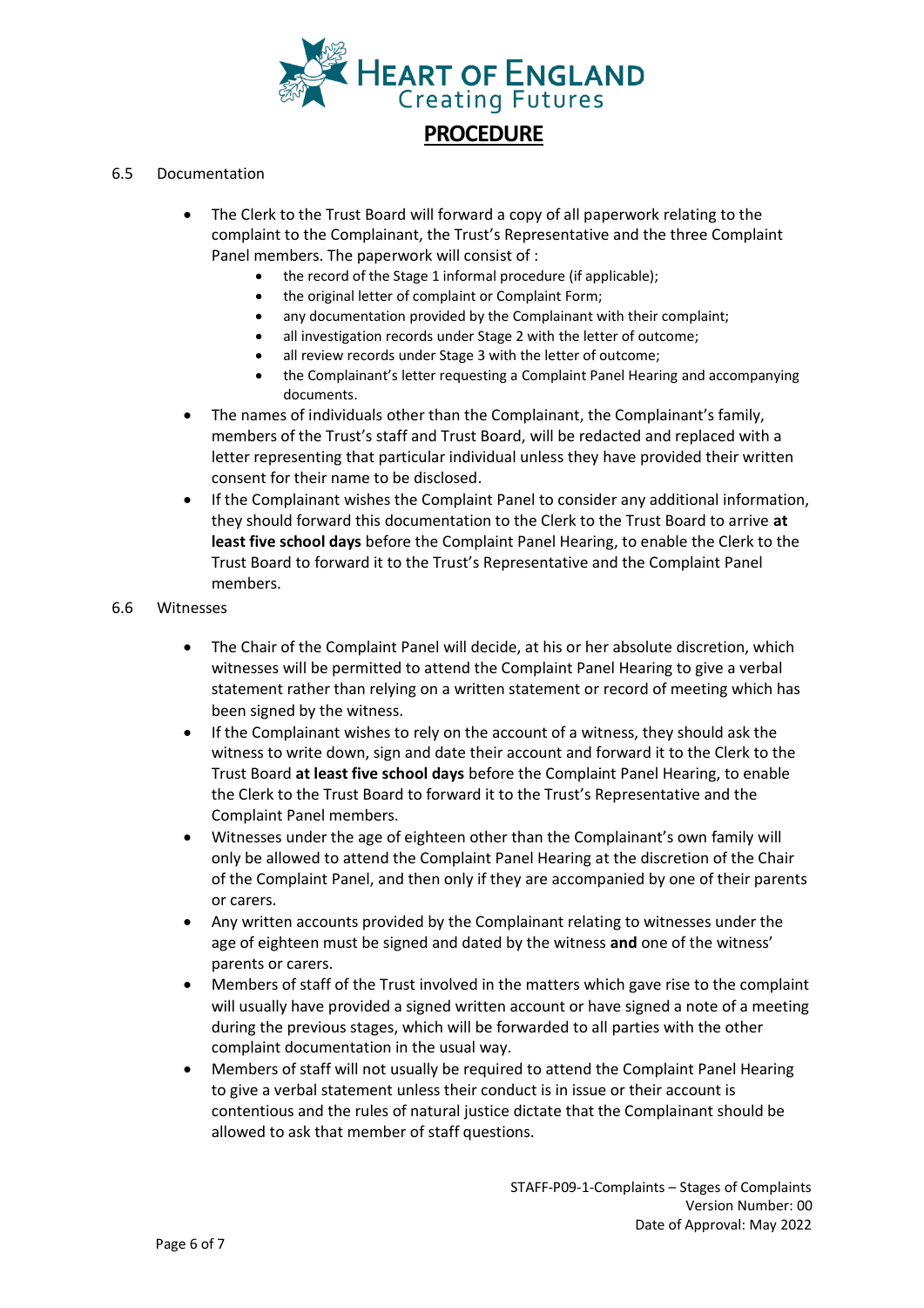## 6.5 Documentation

- The Clerk to the Trust Board will forward a copy of all paperwork relating to the complaint to the Complainant, the Trust's Representative and the three Complaint Panel members. The paperwork will consist of :
    - the record of the Stage 1 informal procedure (if applicable);
    - the original letter of complaint or Complaint Form;
    - any documentation provided by the Complainant with their complaint;
    - all investigation records under Stage 2 with the letter of outcome;
    - all review records under Stage 3 with the letter of outcome;
    - the Complainant's letter requesting a Complaint Panel Hearing and accompanying documents.
- The names of individuals other than the Complainant, the Complainant's family, members of the Trust's staff and Trust Board, will be redacted and replaced with a letter representing that particular individual unless they have provided their written consent for their name to be disclosed.
- If the Complainant wishes the Complaint Panel to consider any additional information, they should forward this documentation to the Clerk to the Trust Board to arrive **at least five school days** before the Complaint Panel Hearing, to enable the Clerk to the Trust Board to forward it to the Trust's Representative and the Complaint Panel members.

## 6.6 Witnesses

- The Chair of the Complaint Panel will decide, at his or her absolute discretion, which witnesses will be permitted to attend the Complaint Panel Hearing to give a verbal statement rather than relying on a written statement or record of meeting which has been signed by the witness.
- If the Complainant wishes to rely on the account of a witness, they should ask the witness to write down, sign and date their account and forward it to the Clerk to the Trust Board **at least five school days** before the Complaint Panel Hearing, to enable the Clerk to the Trust Board to forward it to the Trust's Representative and the Complaint Panel members.
- Witnesses under the age of eighteen other than the Complainant's own family will only be allowed to attend the Complaint Panel Hearing at the discretion of the Chair of the Complaint Panel, and then only if they are accompanied by one of their parents or carers.
- Any written accounts provided by the Complainant relating to witnesses under the age of eighteen must be signed and dated by the witness **and** one of the witness' parents or carers.
- Members of staff of the Trust involved in the matters which gave rise to the complaint will usually have provided a signed written account or have signed a note of a meeting during the previous stages, which will be forwarded to all parties with the other complaint documentation in the usual way.
- Members of staff will not usually be required to attend the Complaint Panel Hearing to give a verbal statement unless their conduct is in issue or their account is contentious and the rules of natural justice dictate that the Complainant should be allowed to ask that member of staff questions.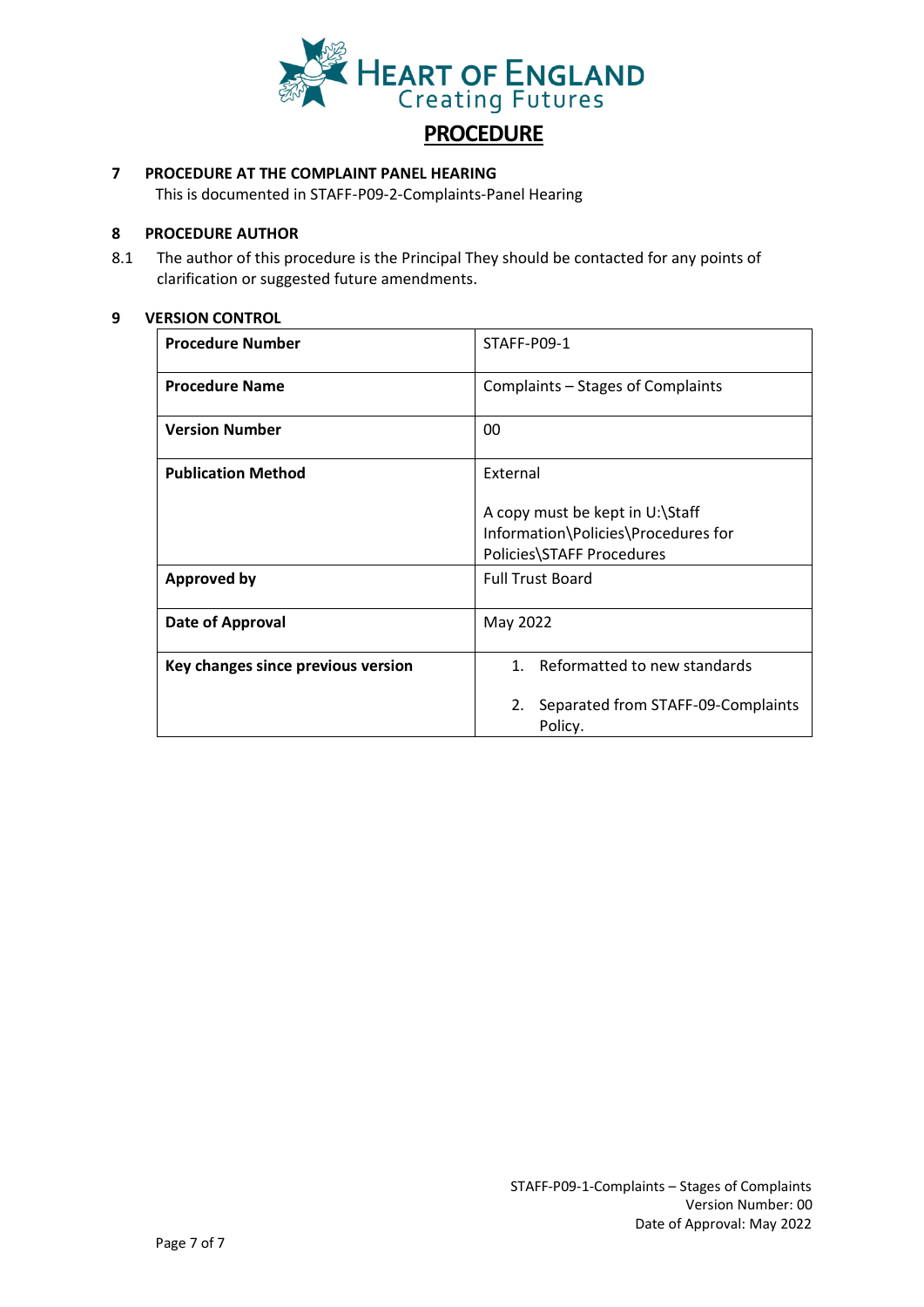## PROCEDURE

### 7 PROCEDURE AT THE COMPLAINT PANEL HEARING

This is documented in STAFF-P09-2-Complaints-Panel Hearing

### 8 PROCEDURE AUTHOR

8.1 The author of this procedure is the Principal They should be contacted for any points of clarification or suggested future amendments.

### 9 VERSION CONTROL

| | |
|---|---|
| **Procedure Number** | STAFF-P09-1 |
| **Procedure Name** | Complaints – Stages of Complaints |
| **Version Number** | 00 |
| **Publication Method** | External<br><br>A copy must be kept in U:\Staff Information\Policies\Procedures for Policies\STAFF Procedures |
| **Approved by** | Full Trust Board |
| **Date of Approval** | May 2022 |
| **Key changes since previous version** | 1. Reformatted to new standards<br><br>2. Separated from STAFF-09-Complaints Policy. |